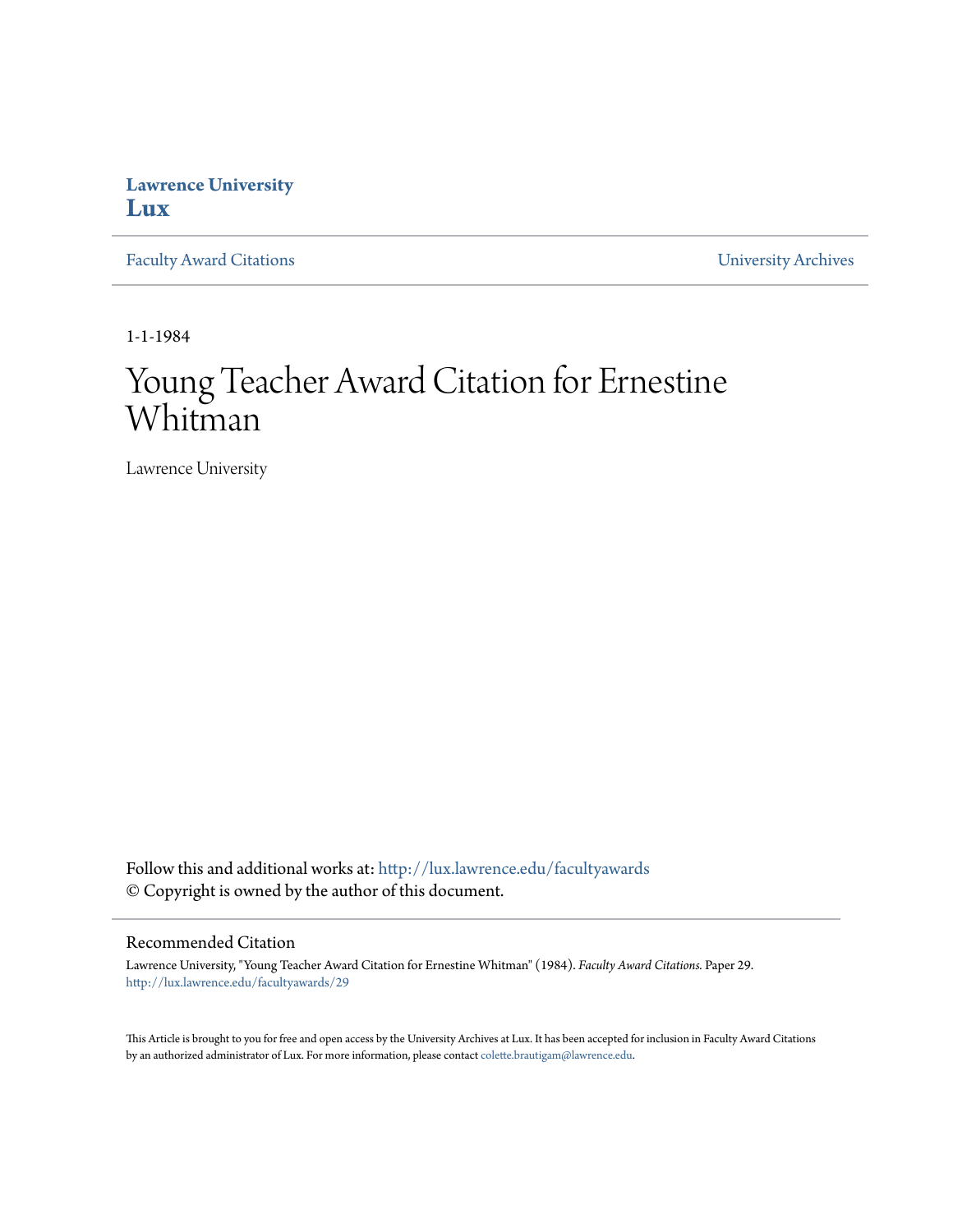**Lawrence University**
**Lux**

Faculty Award Citations | University Archives

1-1-1984

# Young Teacher Award Citation for Ernestine Whitman

Lawrence University

Follow this and additional works at: http://lux.lawrence.edu/facultyawards
© Copyright is owned by the author of this document.

## Recommended Citation

Lawrence University, "Young Teacher Award Citation for Ernestine Whitman" (1984). *Faculty Award Citations.* Paper 29.
http://lux.lawrence.edu/facultyawards/29

This Article is brought to you for free and open access by the University Archives at Lux. It has been accepted for inclusion in Faculty Award Citations by an authorized administrator of Lux. For more information, please contact colette.brautigam@lawrence.edu.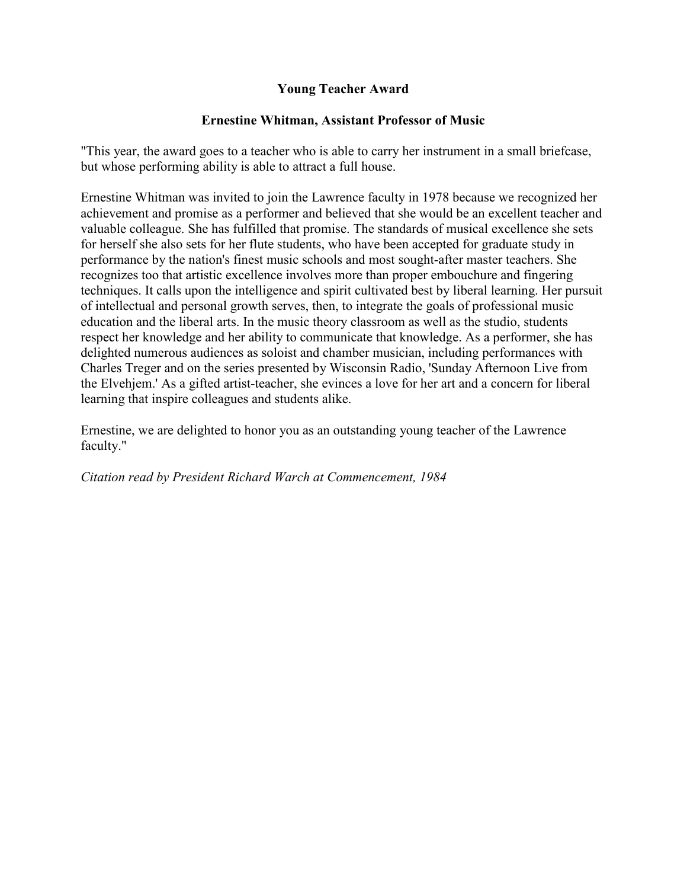**Young Teacher Award**

**Ernestine Whitman, Assistant Professor of Music**

"This year, the award goes to a teacher who is able to carry her instrument in a small briefcase, but whose performing ability is able to attract a full house.

Ernestine Whitman was invited to join the Lawrence faculty in 1978 because we recognized her achievement and promise as a performer and believed that she would be an excellent teacher and valuable colleague. She has fulfilled that promise. The standards of musical excellence she sets for herself she also sets for her flute students, who have been accepted for graduate study in performance by the nation's finest music schools and most sought-after master teachers. She recognizes too that artistic excellence involves more than proper embouchure and fingering techniques. It calls upon the intelligence and spirit cultivated best by liberal learning. Her pursuit of intellectual and personal growth serves, then, to integrate the goals of professional music education and the liberal arts. In the music theory classroom as well as the studio, students respect her knowledge and her ability to communicate that knowledge. As a performer, she has delighted numerous audiences as soloist and chamber musician, including performances with Charles Treger and on the series presented by Wisconsin Radio, 'Sunday Afternoon Live from the Elvehjem.' As a gifted artist-teacher, she evinces a love for her art and a concern for liberal learning that inspire colleagues and students alike.

Ernestine, we are delighted to honor you as an outstanding young teacher of the Lawrence faculty."

*Citation read by President Richard Warch at Commencement, 1984*